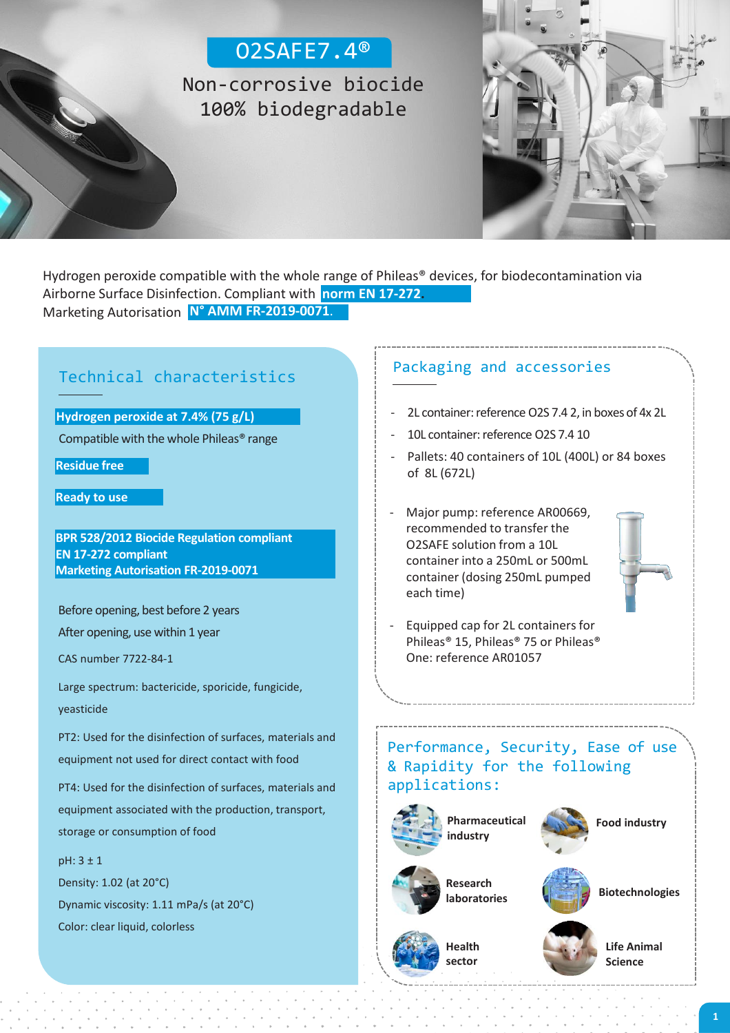# O2SAFE7.4®

## Non-corrosive biocide 100% biodegradable

Hydrogen peroxide compatible with the whole range of Phileas® devices, for biodecontamination via Airborne Surface Disinfection. Compliant with **norm EN 17-272**.
Marketing Autorisation **N° AMM FR-2019-0071**.

## Technical characteristics

**Hydrogen peroxide at 7.4% (75 g/L)**

Compatible with the whole Phileas® range

**Residue free**

**Ready to use**

**BPR 528/2012 Biocide Regulation compliant**
**EN 17-272 compliant**
**Marketing Autorisation FR-2019-0071**

Before opening, best before 2 years

After opening, use within 1 year

CAS number 7722-84-1

Large spectrum: bactericide, sporicide, fungicide, yeasticide

PT2: Used for the disinfection of surfaces, materials and equipment not used for direct contact with food

PT4: Used for the disinfection of surfaces, materials and equipment associated with the production, transport, storage or consumption of food

pH: 3 ± 1
Density: 1.02 (at 20°C)
Dynamic viscosity: 1.11 mPa/s (at 20°C)
Color: clear liquid, colorless

## Packaging and accessories

- 2L container: reference O2S 7.4 2, in boxes of 4x 2L
- 10L container: reference O2S 7.4 10
- Pallets: 40 containers of 10L (400L) or 84 boxes of 8L (672L)
- Major pump: reference AR00669, recommended to transfer the O2SAFE solution from a 10L container into a 250mL or 500mL container (dosing 250mL pumped each time)
- Equipped cap for 2L containers for Phileas® 15, Phileas® 75 or Phileas® One: reference AR01057

## Performance, Security, Ease of use & Rapidity for the following applications:

- Pharmaceutical industry
- Food industry
- Research laboratories
- Biotechnologies
- Health sector
- Life Animal Science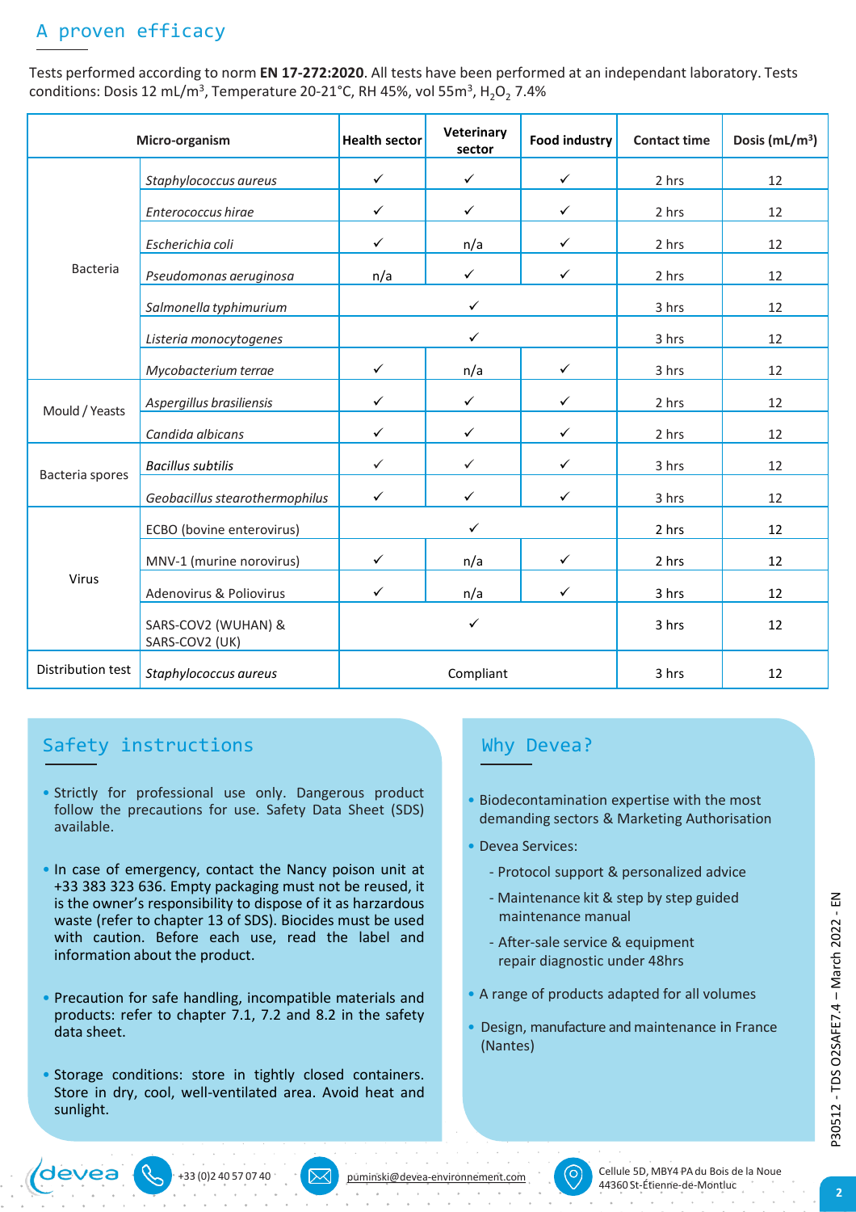## A proven efficacy

Tests performed according to norm **EN 17-272:2020**. All tests have been performed at an independant laboratory. Tests conditions: Dosis 12 mL/m$^3$, Temperature 20-21°C, RH 45%, vol 55m$^3$, $H_2O_2$ 7.4%

| Micro-organism | | Health sector | Veterinary sector | Food industry | Contact time | Dosis (mL/m$^3$) |
|---|---|---|---|---|---|---|
| Bacteria | *Staphylococcus aureus* | ✓ | ✓ | ✓ | 2 hrs | 12 |
| | *Enterococcus hirae* | ✓ | ✓ | ✓ | 2 hrs | 12 |
| | *Escherichia coli* | ✓ | n/a | ✓ | 2 hrs | 12 |
| | *Pseudomonas aeruginosa* | n/a | ✓ | ✓ | 2 hrs | 12 |
| | *Salmonella typhimurium* | ✓ | | | 3 hrs | 12 |
| | *Listeria monocytogenes* | ✓ | | | 3 hrs | 12 |
| | *Mycobacterium terrae* | ✓ | n/a | ✓ | 3 hrs | 12 |
| Mould / Yeasts | *Aspergillus brasiliensis* | ✓ | ✓ | ✓ | 2 hrs | 12 |
| | *Candida albicans* | ✓ | ✓ | ✓ | 2 hrs | 12 |
| Bacteria spores | *Bacillus subtilis* | ✓ | ✓ | ✓ | 3 hrs | 12 |
| | *Geobacillus stearothermophilus* | ✓ | ✓ | ✓ | 3 hrs | 12 |
| Virus | ECBO (bovine enterovirus) | ✓ | | | 2 hrs | 12 |
| | MNV-1 (murine norovirus) | ✓ | n/a | ✓ | 2 hrs | 12 |
| | Adenovirus & Poliovirus | ✓ | n/a | ✓ | 3 hrs | 12 |
| | SARS-COV2 (WUHAN) & SARS-COV2 (UK) | ✓ | | | 3 hrs | 12 |
| Distribution test | *Staphylococcus aureus* | Compliant | | | 3 hrs | 12 |

## Safety instructions

- Strictly for professional use only. Dangerous product follow the precautions for use. Safety Data Sheet (SDS) available.
- In case of emergency, contact the Nancy poison unit at +33 383 323 636. Empty packaging must not be reused, it is the owner's responsibility to dispose of it as harzardous waste (refer to chapter 13 of SDS). Biocides must be used with caution. Before each use, read the label and information about the product.
- Precaution for safe handling, incompatible materials and products: refer to chapter 7.1, 7.2 and 8.2 in the safety data sheet.
- Storage conditions: store in tightly closed containers. Store in dry, cool, well-ventilated area. Avoid heat and sunlight.

## Why Devea?

- Biodecontamination expertise with the most demanding sectors & Marketing Authorisation
- Devea Services:
  - Protocol support & personalized advice
  - Maintenance kit & step by step guided maintenance manual
  - After-sale service & equipment repair diagnostic under 48hrs
- A range of products adapted for all volumes
- Design, manufacture and maintenance in France (Nantes)

devea

+33 (0)2 40 57 07 40

puminski@devea-environnement.com

Cellule 5D, MBY4 PA du Bois de la Noue
44360 St-Étienne-de-Montluc

P30512 - TDS O2SAFE7.4 – March 2022 - EN